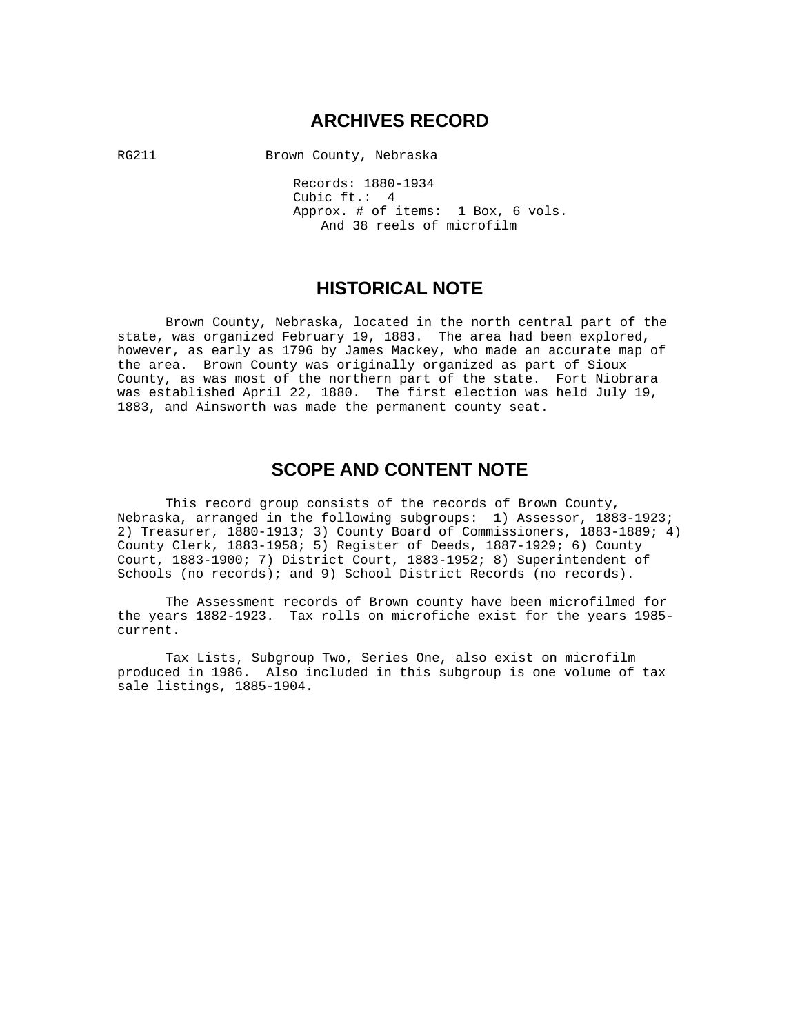# ARCHIVES RECORD

RG211 Brown County, Nebraska

Records: 1880-1934
Cubic ft.: 4
Approx. # of items: 1 Box, 6 vols.
And 38 reels of microfilm

## HISTORICAL NOTE

Brown County, Nebraska, located in the north central part of the state, was organized February 19, 1883. The area had been explored, however, as early as 1796 by James Mackey, who made an accurate map of the area. Brown County was originally organized as part of Sioux County, as was most of the northern part of the state. Fort Niobrara was established April 22, 1880. The first election was held July 19, 1883, and Ainsworth was made the permanent county seat.

## SCOPE AND CONTENT NOTE

This record group consists of the records of Brown County, Nebraska, arranged in the following subgroups: 1) Assessor, 1883-1923; 2) Treasurer, 1880-1913; 3) County Board of Commissioners, 1883-1889; 4) County Clerk, 1883-1958; 5) Register of Deeds, 1887-1929; 6) County Court, 1883-1900; 7) District Court, 1883-1952; 8) Superintendent of Schools (no records); and 9) School District Records (no records).

The Assessment records of Brown county have been microfilmed for the years 1882-1923. Tax rolls on microfiche exist for the years 1985-current.

Tax Lists, Subgroup Two, Series One, also exist on microfilm produced in 1986. Also included in this subgroup is one volume of tax sale listings, 1885-1904.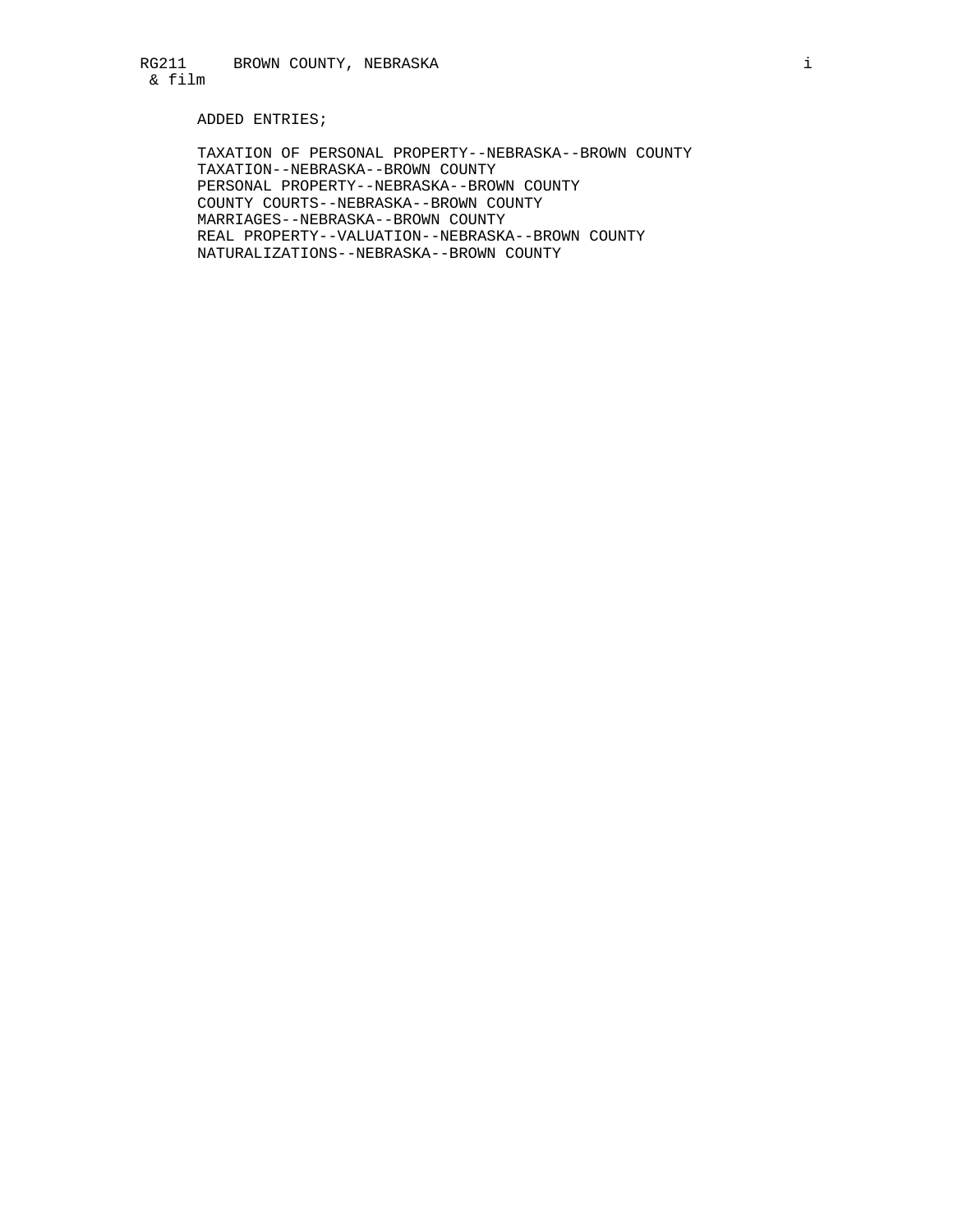ADDED ENTRIES;

TAXATION OF PERSONAL PROPERTY--NEBRASKA--BROWN COUNTY
TAXATION--NEBRASKA--BROWN COUNTY
PERSONAL PROPERTY--NEBRASKA--BROWN COUNTY
COUNTY COURTS--NEBRASKA--BROWN COUNTY
MARRIAGES--NEBRASKA--BROWN COUNTY
REAL PROPERTY--VALUATION--NEBRASKA--BROWN COUNTY
NATURALIZATIONS--NEBRASKA--BROWN COUNTY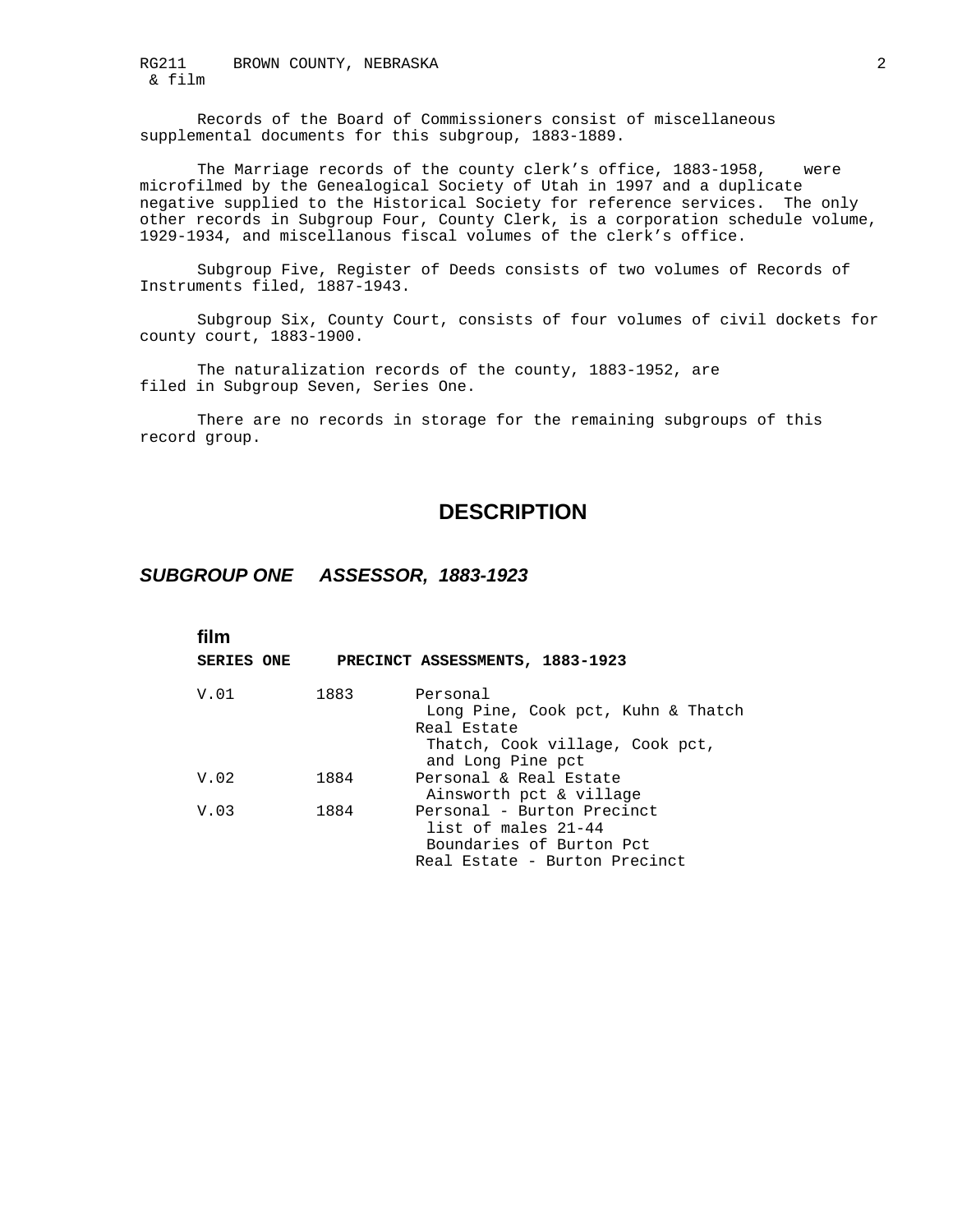Records of the Board of Commissioners consist of miscellaneous supplemental documents for this subgroup, 1883-1889.

The Marriage records of the county clerk's office, 1883-1958, were microfilmed by the Genealogical Society of Utah in 1997 and a duplicate negative supplied to the Historical Society for reference services. The only other records in Subgroup Four, County Clerk, is a corporation schedule volume, 1929-1934, and miscellanous fiscal volumes of the clerk's office.

Subgroup Five, Register of Deeds consists of two volumes of Records of Instruments filed, 1887-1943.

Subgroup Six, County Court, consists of four volumes of civil dockets for county court, 1883-1900.

The naturalization records of the county, 1883-1952, are filed in Subgroup Seven, Series One.

There are no records in storage for the remaining subgroups of this record group.

## DESCRIPTION

### *SUBGROUP ONE ASSESSOR, 1883-1923*

**film**

**SERIES ONE PRECINCT ASSESSMENTS, 1883-1923**

| | | |
|---|---|---|
| V.01 | 1883 | Personal<br>Long Pine, Cook pct, Kuhn & Thatch<br>Real Estate<br>Thatch, Cook village, Cook pct, and Long Pine pct |
| V.02 | 1884 | Personal & Real Estate<br>Ainsworth pct & village |
| V.03 | 1884 | Personal - Burton Precinct<br>list of males 21-44<br>Boundaries of Burton Pct<br>Real Estate - Burton Precinct |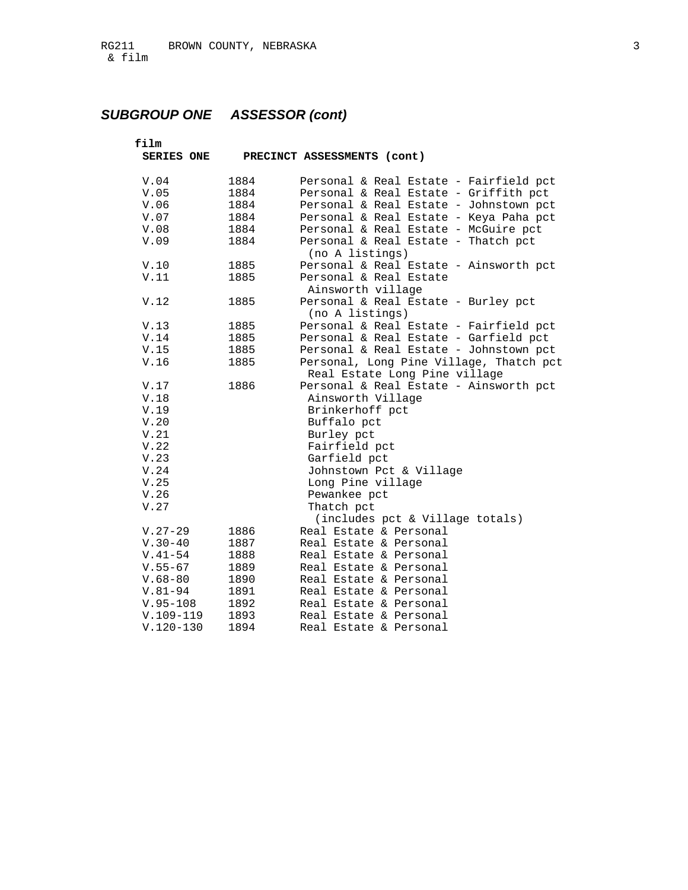## *SUBGROUP ONE ASSESSOR (cont)*

**film**
**SERIES ONE PRECINCT ASSESSMENTS (cont)**

| | | |
|---|---|---|
| V.04 | 1884 | Personal & Real Estate - Fairfield pct |
| V.05 | 1884 | Personal & Real Estate - Griffith pct |
| V.06 | 1884 | Personal & Real Estate - Johnstown pct |
| V.07 | 1884 | Personal & Real Estate - Keya Paha pct |
| V.08 | 1884 | Personal & Real Estate - McGuire pct |
| V.09 | 1884 | Personal & Real Estate - Thatch pct (no A listings) |
| V.10 | 1885 | Personal & Real Estate - Ainsworth pct |
| V.11 | 1885 | Personal & Real Estate Ainsworth village |
| V.12 | 1885 | Personal & Real Estate - Burley pct (no A listings) |
| V.13 | 1885 | Personal & Real Estate - Fairfield pct |
| V.14 | 1885 | Personal & Real Estate - Garfield pct |
| V.15 | 1885 | Personal & Real Estate - Johnstown pct |
| V.16 | 1885 | Personal, Long Pine Village, Thatch pct Real Estate Long Pine village |
| V.17 | 1886 | Personal & Real Estate - Ainsworth pct |
| V.18 | | Ainsworth Village |
| V.19 | | Brinkerhoff pct |
| V.20 | | Buffalo pct |
| V.21 | | Burley pct |
| V.22 | | Fairfield pct |
| V.23 | | Garfield pct |
| V.24 | | Johnstown Pct & Village |
| V.25 | | Long Pine village |
| V.26 | | Pewankee pct |
| V.27 | | Thatch pct (includes pct & Village totals) |
| V.27-29 | 1886 | Real Estate & Personal |
| V.30-40 | 1887 | Real Estate & Personal |
| V.41-54 | 1888 | Real Estate & Personal |
| V.55-67 | 1889 | Real Estate & Personal |
| V.68-80 | 1890 | Real Estate & Personal |
| V.81-94 | 1891 | Real Estate & Personal |
| V.95-108 | 1892 | Real Estate & Personal |
| V.109-119 | 1893 | Real Estate & Personal |
| V.120-130 | 1894 | Real Estate & Personal |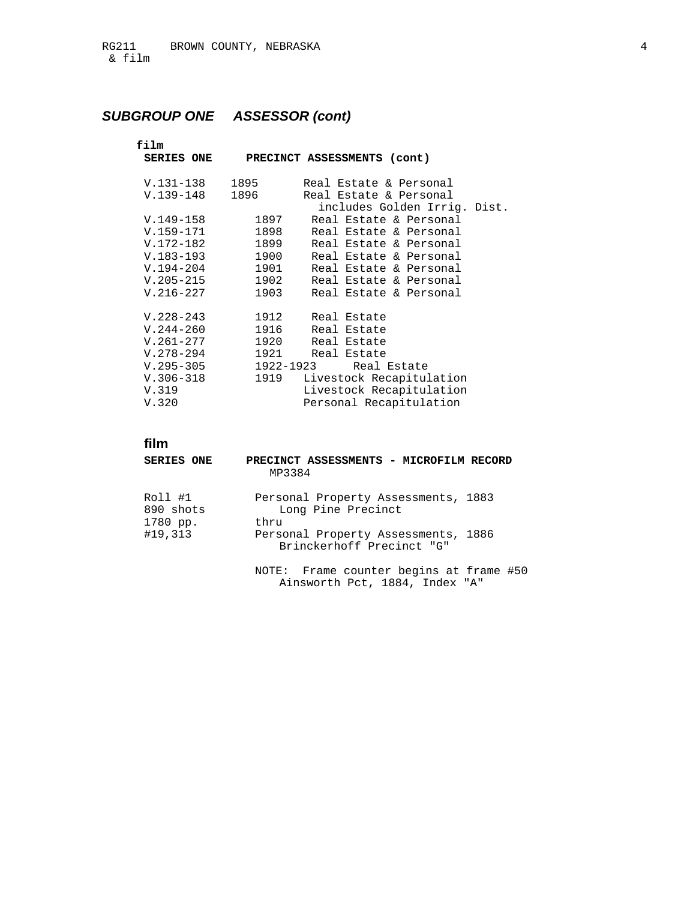## *SUBGROUP ONE ASSESSOR (cont)*

**film**

**SERIES ONE PRECINCT ASSESSMENTS (cont)**

| | | |
|---|---|---|
| V.131-138 | 1895 | Real Estate & Personal |
| V.139-148 | 1896 | Real Estate & Personal includes Golden Irrig. Dist. |
| V.149-158 | 1897 | Real Estate & Personal |
| V.159-171 | 1898 | Real Estate & Personal |
| V.172-182 | 1899 | Real Estate & Personal |
| V.183-193 | 1900 | Real Estate & Personal |
| V.194-204 | 1901 | Real Estate & Personal |
| V.205-215 | 1902 | Real Estate & Personal |
| V.216-227 | 1903 | Real Estate & Personal |
| V.228-243 | 1912 | Real Estate |
| V.244-260 | 1916 | Real Estate |
| V.261-277 | 1920 | Real Estate |
| V.278-294 | 1921 | Real Estate |
| V.295-305 | 1922-1923 | Real Estate |
| V.306-318 | 1919 | Livestock Recapitulation |
| V.319 | | Livestock Recapitulation |
| V.320 | | Personal Recapitulation |

**film**

**SERIES ONE PRECINCT ASSESSMENTS - MICROFILM RECORD**
MP3384

Roll #1
890 shots
1780 pp.
#19,313

Personal Property Assessments, 1883
Long Pine Precinct
thru
Personal Property Assessments, 1886
Brinckerhoff Precinct "G"

NOTE: Frame counter begins at frame #50
Ainsworth Pct, 1884, Index "A"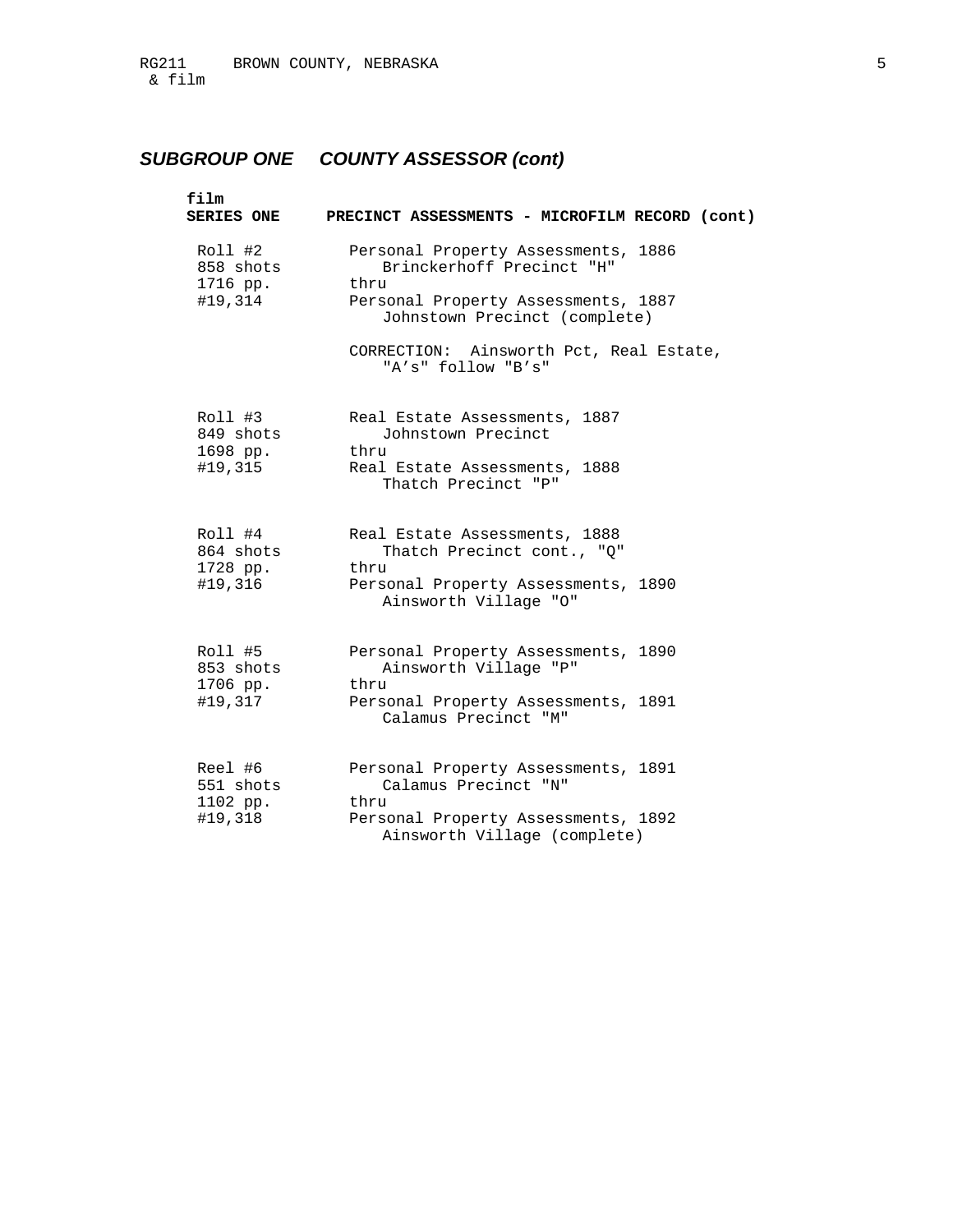## *SUBGROUP ONE COUNTY ASSESSOR (cont)*

**film**
**SERIES ONE PRECINCT ASSESSMENTS - MICROFILM RECORD (cont)**

| | |
|---|---|
| Roll #2<br>858 shots<br>1716 pp.<br>#19,314 | Personal Property Assessments, 1886<br>Brinckerhoff Precinct "H"<br>thru<br>Personal Property Assessments, 1887<br>Johnstown Precinct (complete)<br><br>CORRECTION: Ainsworth Pct, Real Estate, "A's" follow "B's" |
| Roll #3<br>849 shots<br>1698 pp.<br>#19,315 | Real Estate Assessments, 1887<br>Johnstown Precinct<br>thru<br>Real Estate Assessments, 1888<br>Thatch Precinct "P" |
| Roll #4<br>864 shots<br>1728 pp.<br>#19,316 | Real Estate Assessments, 1888<br>Thatch Precinct cont., "Q"<br>thru<br>Personal Property Assessments, 1890<br>Ainsworth Village "O" |
| Roll #5<br>853 shots<br>1706 pp.<br>#19,317 | Personal Property Assessments, 1890<br>Ainsworth Village "P"<br>thru<br>Personal Property Assessments, 1891<br>Calamus Precinct "M" |
| Reel #6<br>551 shots<br>1102 pp.<br>#19,318 | Personal Property Assessments, 1891<br>Calamus Precinct "N"<br>thru<br>Personal Property Assessments, 1892<br>Ainsworth Village (complete) |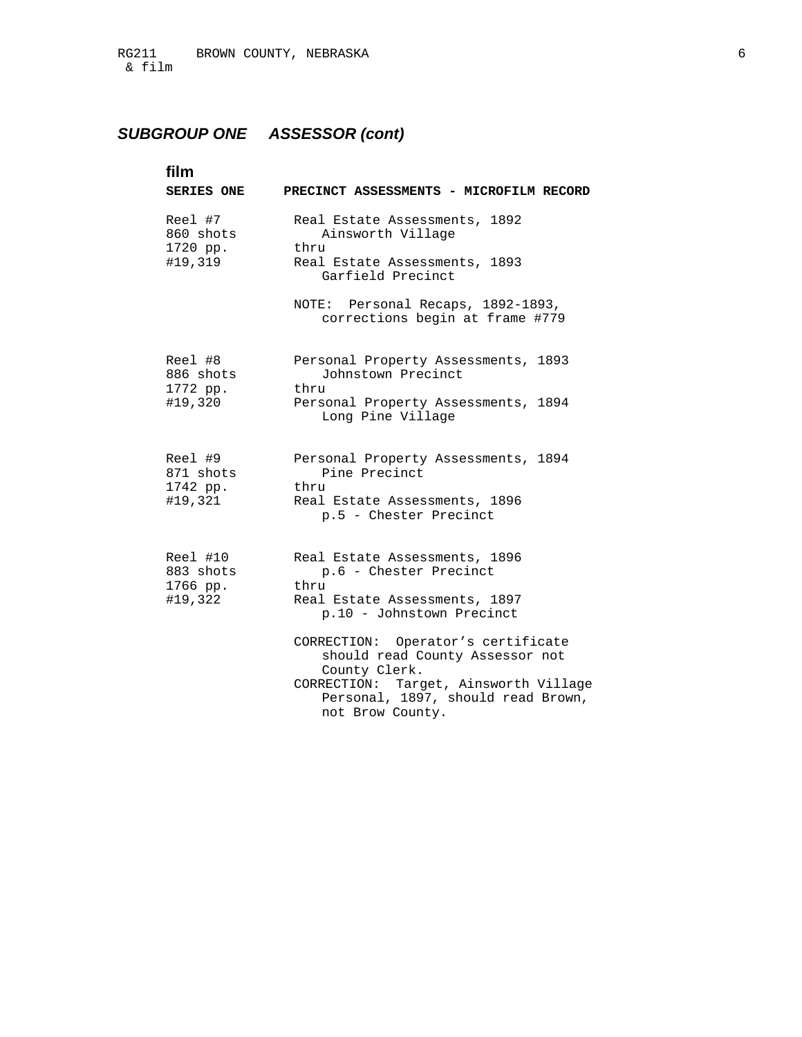## *SUBGROUP ONE ASSESSOR (cont)*

### film

**SERIES ONE PRECINCT ASSESSMENTS - MICROFILM RECORD**

| | |
|---|---|
| Reel #7<br>860 shots<br>1720 pp.<br>#19,319 | Real Estate Assessments, 1892<br>Ainsworth Village<br>thru<br>Real Estate Assessments, 1893<br>Garfield Precinct<br><br>NOTE: Personal Recaps, 1892-1893, corrections begin at frame #779 |
| Reel #8<br>886 shots<br>1772 pp.<br>#19,320 | Personal Property Assessments, 1893<br>Johnstown Precinct<br>thru<br>Personal Property Assessments, 1894<br>Long Pine Village |
| Reel #9<br>871 shots<br>1742 pp.<br>#19,321 | Personal Property Assessments, 1894<br>Pine Precinct<br>thru<br>Real Estate Assessments, 1896<br>p.5 - Chester Precinct |
| Reel #10<br>883 shots<br>1766 pp.<br>#19,322 | Real Estate Assessments, 1896<br>p.6 - Chester Precinct<br>thru<br>Real Estate Assessments, 1897<br>p.10 - Johnstown Precinct<br><br>CORRECTION: Operator's certificate should read County Assessor not County Clerk.<br>CORRECTION: Target, Ainsworth Village Personal, 1897, should read Brown, not Brow County. |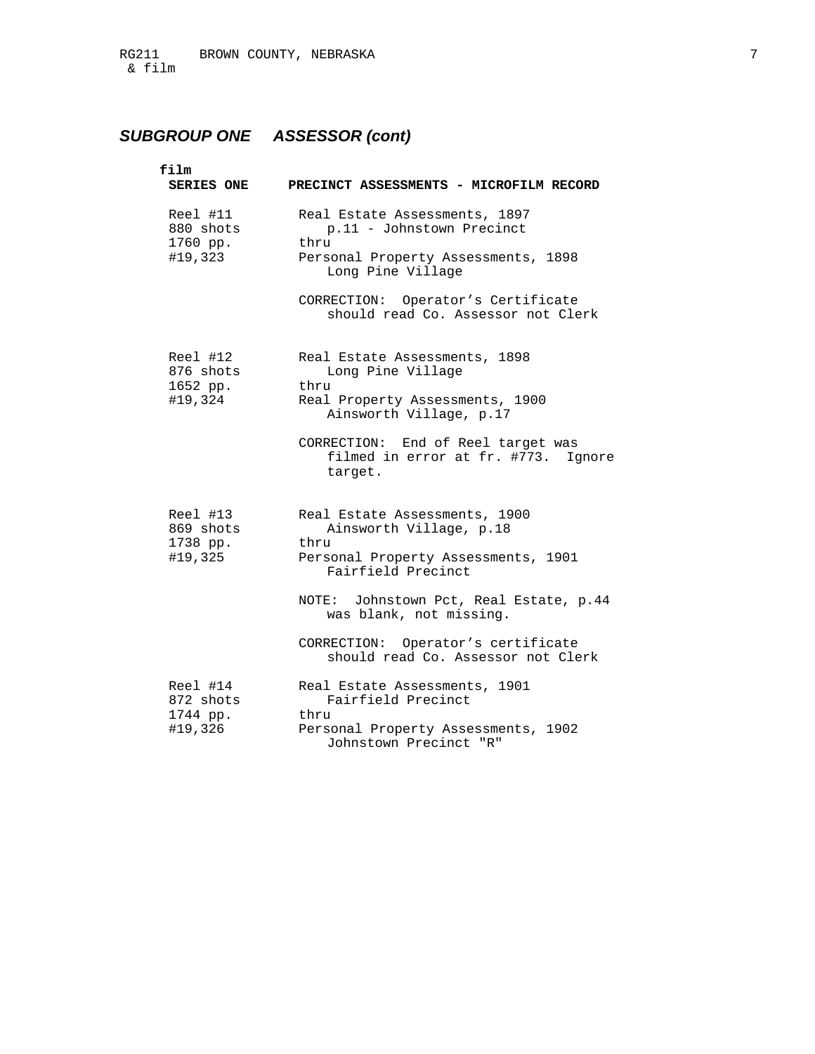## *SUBGROUP ONE ASSESSOR (cont)*

**film**

**SERIES ONE PRECINCT ASSESSMENTS - MICROFILM RECORD**

| | |
|---|---|
| Reel #11<br>880 shots<br>1760 pp.<br>#19,323 | Real Estate Assessments, 1897<br>p.11 - Johnstown Precinct<br>thru<br>Personal Property Assessments, 1898<br>Long Pine Village<br><br>CORRECTION: Operator's Certificate should read Co. Assessor not Clerk |
| Reel #12<br>876 shots<br>1652 pp.<br>#19,324 | Real Estate Assessments, 1898<br>Long Pine Village<br>thru<br>Real Property Assessments, 1900<br>Ainsworth Village, p.17<br><br>CORRECTION: End of Reel target was filmed in error at fr. #773. Ignore target. |
| Reel #13<br>869 shots<br>1738 pp.<br>#19,325 | Real Estate Assessments, 1900<br>Ainsworth Village, p.18<br>thru<br>Personal Property Assessments, 1901<br>Fairfield Precinct<br><br>NOTE: Johnstown Pct, Real Estate, p.44 was blank, not missing.<br><br>CORRECTION: Operator's certificate should read Co. Assessor not Clerk |
| Reel #14<br>872 shots<br>1744 pp.<br>#19,326 | Real Estate Assessments, 1901<br>Fairfield Precinct<br>thru<br>Personal Property Assessments, 1902<br>Johnstown Precinct "R" |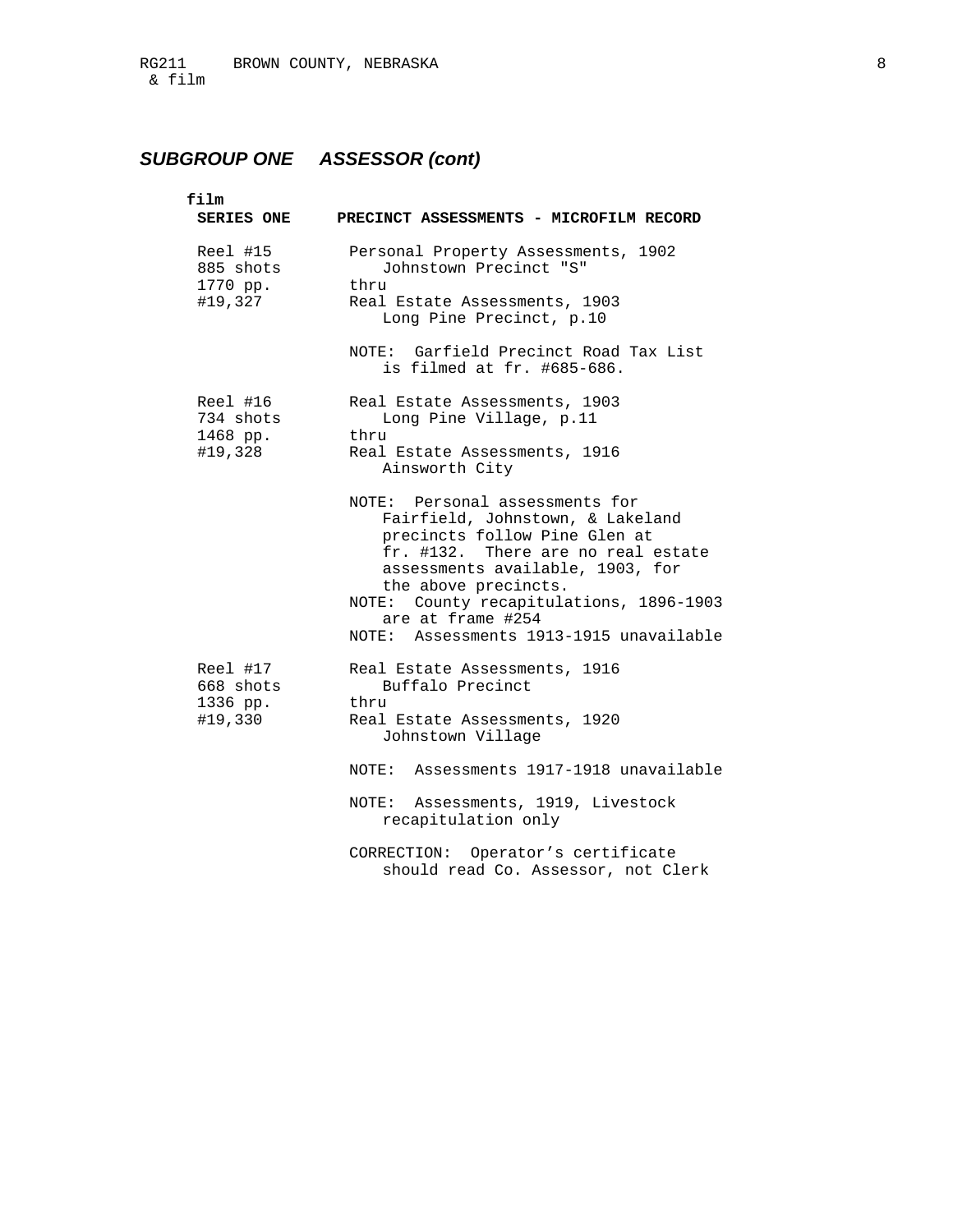## *SUBGROUP ONE ASSESSOR (cont)*

**film**

**SERIES ONE PRECINCT ASSESSMENTS - MICROFILM RECORD**

| | |
|---|---|
| Reel #15<br>885 shots<br>1770 pp.<br>#19,327 | Personal Property Assessments, 1902<br>Johnstown Precinct "S"<br>thru<br>Real Estate Assessments, 1903<br>Long Pine Precinct, p.10<br><br>NOTE: Garfield Precinct Road Tax List is filmed at fr. #685-686. |
| Reel #16<br>734 shots<br>1468 pp.<br>#19,328 | Real Estate Assessments, 1903<br>Long Pine Village, p.11<br>thru<br>Real Estate Assessments, 1916<br>Ainsworth City<br><br>NOTE: Personal assessments for Fairfield, Johnstown, & Lakeland precincts follow Pine Glen at fr. #132. There are no real estate assessments available, 1903, for the above precincts.<br>NOTE: County recapitulations, 1896-1903 are at frame #254<br>NOTE: Assessments 1913-1915 unavailable |
| Reel #17<br>668 shots<br>1336 pp.<br>#19,330 | Real Estate Assessments, 1916<br>Buffalo Precinct<br>thru<br>Real Estate Assessments, 1920<br>Johnstown Village<br><br>NOTE: Assessments 1917-1918 unavailable<br><br>NOTE: Assessments, 1919, Livestock recapitulation only<br><br>CORRECTION: Operator's certificate should read Co. Assessor, not Clerk |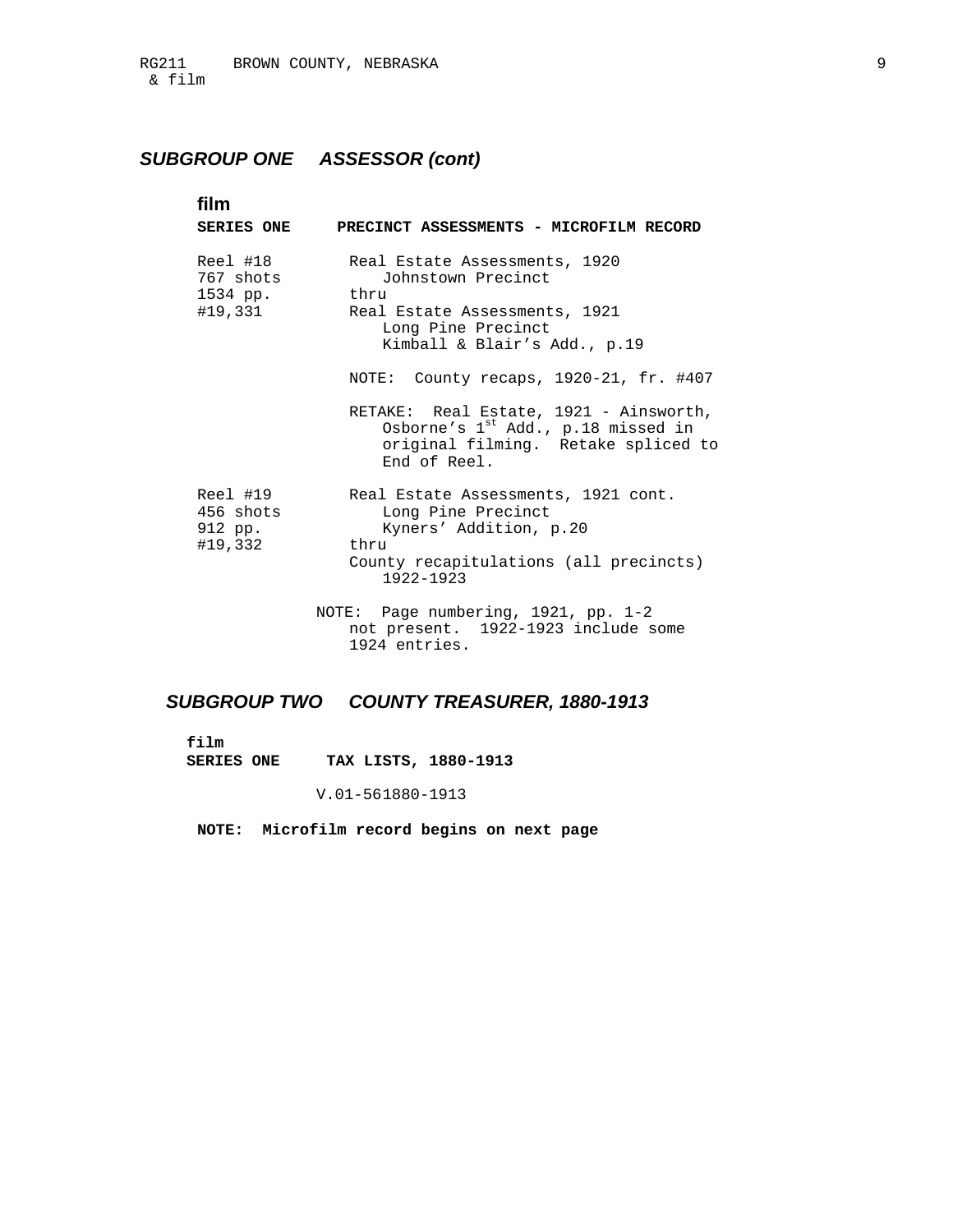## *SUBGROUP ONE ASSESSOR (cont)*

**film**

**SERIES ONE PRECINCT ASSESSMENTS - MICROFILM RECORD**

| | |
|---|---|
| Reel #18<br>767 shots<br>1534 pp.<br>#19,331 | Real Estate Assessments, 1920<br>Johnstown Precinct<br>thru<br>Real Estate Assessments, 1921<br>Long Pine Precinct<br>Kimball & Blair's Add., p.19<br><br>NOTE: County recaps, 1920-21, fr. #407<br><br>RETAKE: Real Estate, 1921 - Ainsworth, Osborne's 1st Add., p.18 missed in original filming. Retake spliced to End of Reel. |
| Reel #19<br>456 shots<br>912 pp.<br>#19,332 | Real Estate Assessments, 1921 cont.<br>Long Pine Precinct<br>Kyners' Addition, p.20<br>thru<br>County recapitulations (all precincts)<br>1922-1923 |

NOTE: Page numbering, 1921, pp. 1-2 not present. 1922-1923 include some 1924 entries.

## *SUBGROUP TWO COUNTY TREASURER, 1880-1913*

**film**

**SERIES ONE TAX LISTS, 1880-1913**

V.01-561880-1913

**NOTE: Microfilm record begins on next page**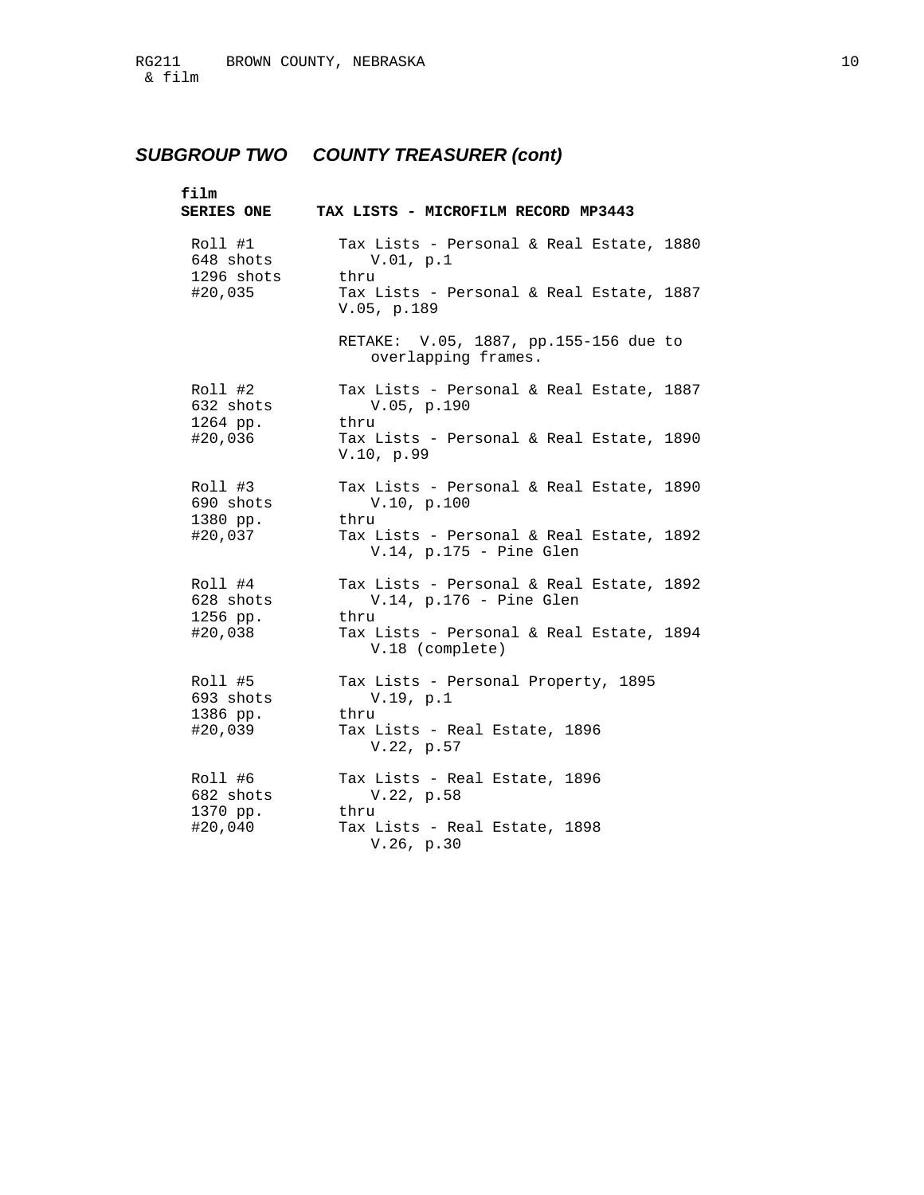## *SUBGROUP TWO COUNTY TREASURER (cont)*

**film**
**SERIES ONE TAX LISTS - MICROFILM RECORD MP3443**

| | |
|---|---|
| Roll #1<br>648 shots<br>1296 shots<br>#20,035 | Tax Lists - Personal & Real Estate, 1880<br>V.01, p.1<br>thru<br>Tax Lists - Personal & Real Estate, 1887<br>V.05, p.189<br><br>RETAKE: V.05, 1887, pp.155-156 due to overlapping frames. |
| Roll #2<br>632 shots<br>1264 pp.<br>#20,036 | Tax Lists - Personal & Real Estate, 1887<br>V.05, p.190<br>thru<br>Tax Lists - Personal & Real Estate, 1890<br>V.10, p.99 |
| Roll #3<br>690 shots<br>1380 pp.<br>#20,037 | Tax Lists - Personal & Real Estate, 1890<br>V.10, p.100<br>thru<br>Tax Lists - Personal & Real Estate, 1892<br>V.14, p.175 - Pine Glen |
| Roll #4<br>628 shots<br>1256 pp.<br>#20,038 | Tax Lists - Personal & Real Estate, 1892<br>V.14, p.176 - Pine Glen<br>thru<br>Tax Lists - Personal & Real Estate, 1894<br>V.18 (complete) |
| Roll #5<br>693 shots<br>1386 pp.<br>#20,039 | Tax Lists - Personal Property, 1895<br>V.19, p.1<br>thru<br>Tax Lists - Real Estate, 1896<br>V.22, p.57 |
| Roll #6<br>682 shots<br>1370 pp.<br>#20,040 | Tax Lists - Real Estate, 1896<br>V.22, p.58<br>thru<br>Tax Lists - Real Estate, 1898<br>V.26, p.30 |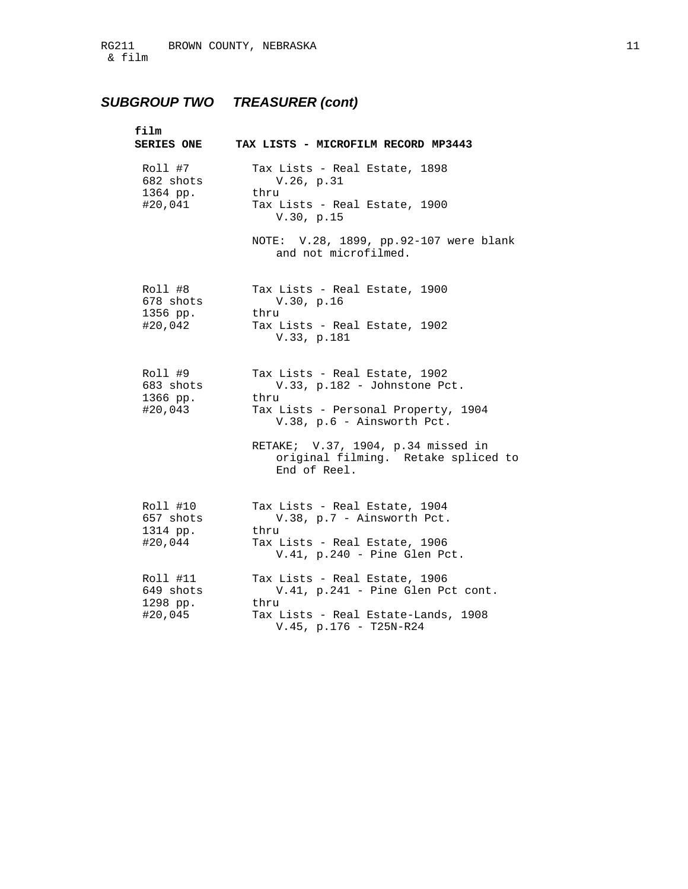## *SUBGROUP TWO TREASURER (cont)*

**film**
**SERIES ONE TAX LISTS - MICROFILM RECORD MP3443**

| | |
|---|---|
| Roll #7<br>682 shots<br>1364 pp.<br>#20,041 | Tax Lists - Real Estate, 1898<br>V.26, p.31<br>thru<br>Tax Lists - Real Estate, 1900<br>V.30, p.15<br><br>NOTE: V.28, 1899, pp.92-107 were blank and not microfilmed. |
| Roll #8<br>678 shots<br>1356 pp.<br>#20,042 | Tax Lists - Real Estate, 1900<br>V.30, p.16<br>thru<br>Tax Lists - Real Estate, 1902<br>V.33, p.181 |
| Roll #9<br>683 shots<br>1366 pp.<br>#20,043 | Tax Lists - Real Estate, 1902<br>V.33, p.182 - Johnstone Pct.<br>thru<br>Tax Lists - Personal Property, 1904<br>V.38, p.6 - Ainsworth Pct.<br><br>RETAKE; V.37, 1904, p.34 missed in original filming. Retake spliced to End of Reel. |
| Roll #10<br>657 shots<br>1314 pp.<br>#20,044 | Tax Lists - Real Estate, 1904<br>V.38, p.7 - Ainsworth Pct.<br>thru<br>Tax Lists - Real Estate, 1906<br>V.41, p.240 - Pine Glen Pct. |
| Roll #11<br>649 shots<br>1298 pp.<br>#20,045 | Tax Lists - Real Estate, 1906<br>V.41, p.241 - Pine Glen Pct cont.<br>thru<br>Tax Lists - Real Estate-Lands, 1908<br>V.45, p.176 - T25N-R24 |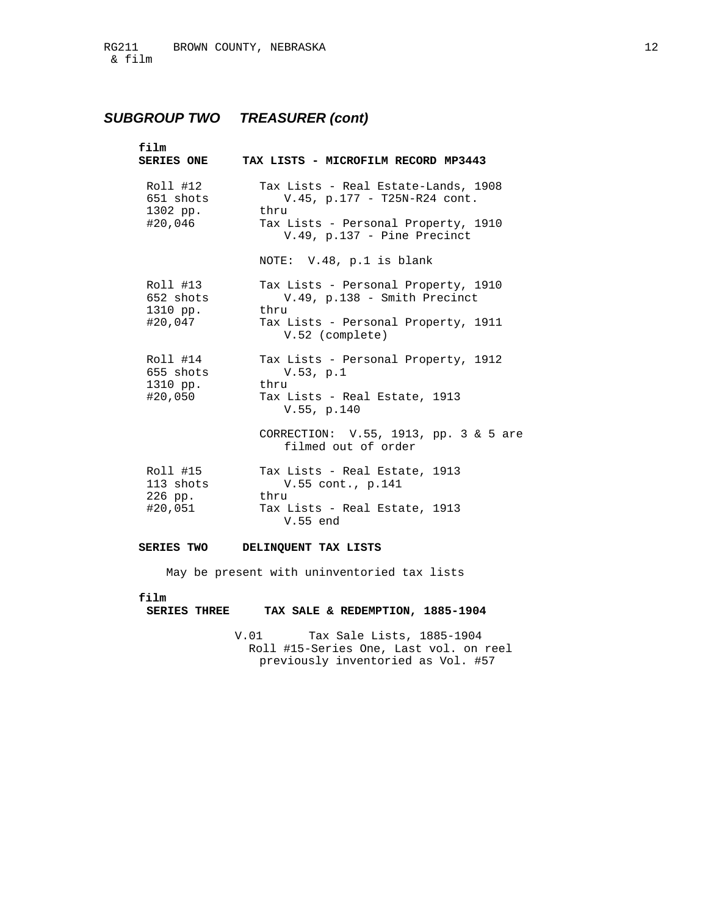## *SUBGROUP TWO TREASURER (cont)*

**film**
**SERIES ONE TAX LISTS - MICROFILM RECORD MP3443**

| Roll | Contents |
|---|---|
| Roll #12<br>651 shots<br>1302 pp.<br>#20,046 | Tax Lists - Real Estate-Lands, 1908<br>V.45, p.177 - T25N-R24 cont.<br>thru<br>Tax Lists - Personal Property, 1910<br>V.49, p.137 - Pine Precinct<br><br>NOTE: V.48, p.1 is blank |
| Roll #13<br>652 shots<br>1310 pp.<br>#20,047 | Tax Lists - Personal Property, 1910<br>V.49, p.138 - Smith Precinct<br>thru<br>Tax Lists - Personal Property, 1911<br>V.52 (complete) |
| Roll #14<br>655 shots<br>1310 pp.<br>#20,050 | Tax Lists - Personal Property, 1912<br>V.53, p.1<br>thru<br>Tax Lists - Real Estate, 1913<br>V.55, p.140<br><br>CORRECTION: V.55, 1913, pp. 3 & 5 are filmed out of order |
| Roll #15<br>113 shots<br>226 pp.<br>#20,051 | Tax Lists - Real Estate, 1913<br>V.55 cont., p.141<br>thru<br>Tax Lists - Real Estate, 1913<br>V.55 end |

**SERIES TWO DELINQUENT TAX LISTS**

May be present with uninventoried tax lists

**film**
**SERIES THREE TAX SALE & REDEMPTION, 1885-1904**

V.01 Tax Sale Lists, 1885-1904
Roll #15-Series One, Last vol. on reel previously inventoried as Vol. #57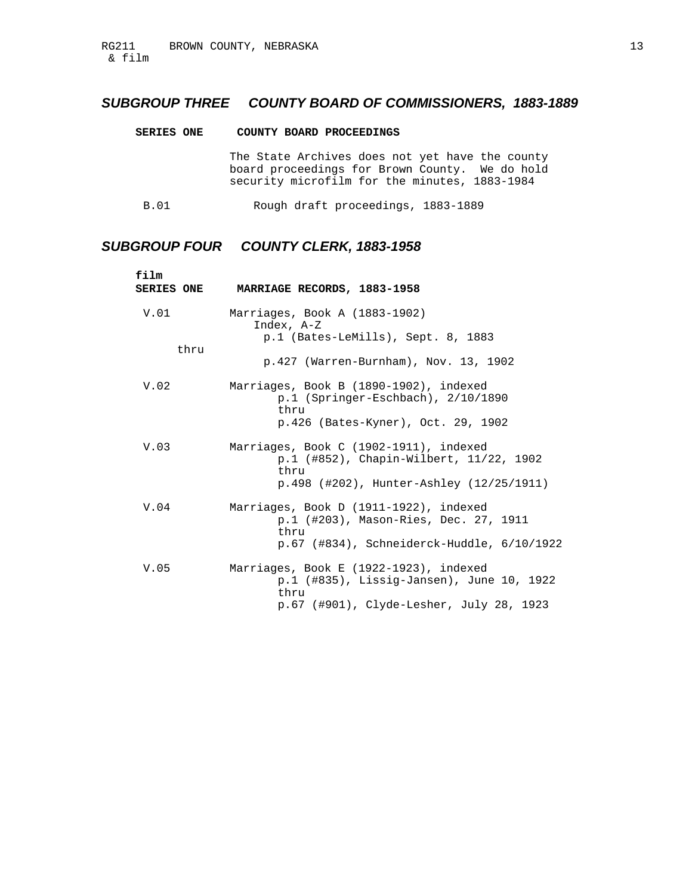## *SUBGROUP THREE COUNTY BOARD OF COMMISSIONERS, 1883-1889*

**SERIES ONE COUNTY BOARD PROCEEDINGS**

The State Archives does not yet have the county board proceedings for Brown County. We do hold security microfilm for the minutes, 1883-1984

B.01 Rough draft proceedings, 1883-1889

## *SUBGROUP FOUR COUNTY CLERK, 1883-1958*

**film**
**SERIES ONE MARRIAGE RECORDS, 1883-1958**

V.01 Marriages, Book A (1883-1902)
Index, A-Z
p.1 (Bates-LeMills), Sept. 8, 1883
thru
p.427 (Warren-Burnham), Nov. 13, 1902

V.02 Marriages, Book B (1890-1902), indexed
p.1 (Springer-Eschbach), 2/10/1890
thru
p.426 (Bates-Kyner), Oct. 29, 1902

V.03 Marriages, Book C (1902-1911), indexed
p.1 (#852), Chapin-Wilbert, 11/22, 1902
thru
p.498 (#202), Hunter-Ashley (12/25/1911)

V.04 Marriages, Book D (1911-1922), indexed
p.1 (#203), Mason-Ries, Dec. 27, 1911
thru
p.67 (#834), Schneiderck-Huddle, 6/10/1922

V.05 Marriages, Book E (1922-1923), indexed
p.1 (#835), Lissig-Jansen), June 10, 1922
thru
p.67 (#901), Clyde-Lesher, July 28, 1923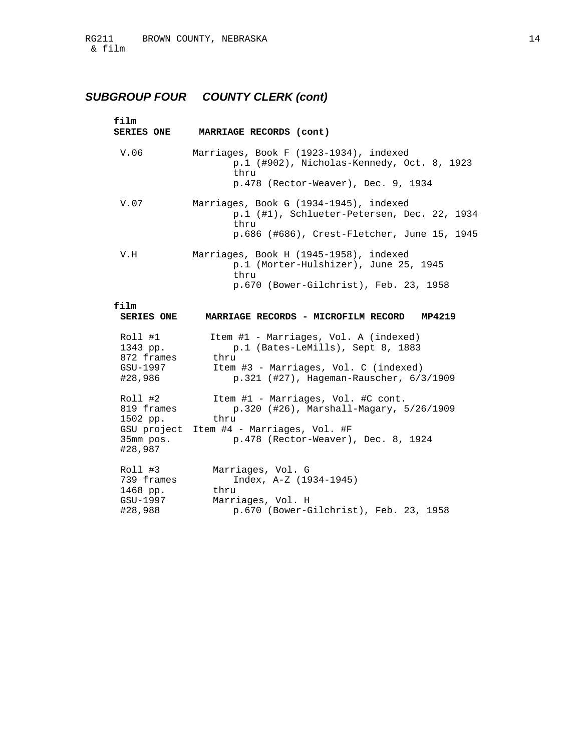## *SUBGROUP FOUR COUNTY CLERK (cont)*

**film**
**SERIES ONE MARRIAGE RECORDS (cont)**

| | |
|---|---|
| V.06 | Marriages, Book F (1923-1934), indexed<br>p.1 (#902), Nicholas-Kennedy, Oct. 8, 1923<br>thru<br>p.478 (Rector-Weaver), Dec. 9, 1934 |
| V.07 | Marriages, Book G (1934-1945), indexed<br>p.1 (#1), Schlueter-Petersen, Dec. 22, 1934<br>thru<br>p.686 (#686), Crest-Fletcher, June 15, 1945 |
| V.H | Marriages, Book H (1945-1958), indexed<br>p.1 (Morter-Hulshizer), June 25, 1945<br>thru<br>p.670 (Bower-Gilchrist), Feb. 23, 1958 |

**film**
**SERIES ONE MARRIAGE RECORDS - MICROFILM RECORD MP4219**

| | |
|---|---|
| Roll #1<br>1343 pp.<br>872 frames<br>GSU-1997<br>#28,986 | Item #1 - Marriages, Vol. A (indexed)<br>p.1 (Bates-LeMills), Sept 8, 1883<br>thru<br>Item #3 - Marriages, Vol. C (indexed)<br>p.321 (#27), Hageman-Rauscher, 6/3/1909 |
| Roll #2<br>819 frames<br>1502 pp.<br>GSU project<br>35mm pos.<br>#28,987 | Item #1 - Marriages, Vol. #C cont.<br>p.320 (#26), Marshall-Magary, 5/26/1909<br>thru<br>Item #4 - Marriages, Vol. #F<br>p.478 (Rector-Weaver), Dec. 8, 1924 |
| Roll #3<br>739 frames<br>1468 pp.<br>GSU-1997<br>#28,988 | Marriages, Vol. G<br>Index, A-Z (1934-1945)<br>thru<br>Marriages, Vol. H<br>p.670 (Bower-Gilchrist), Feb. 23, 1958 |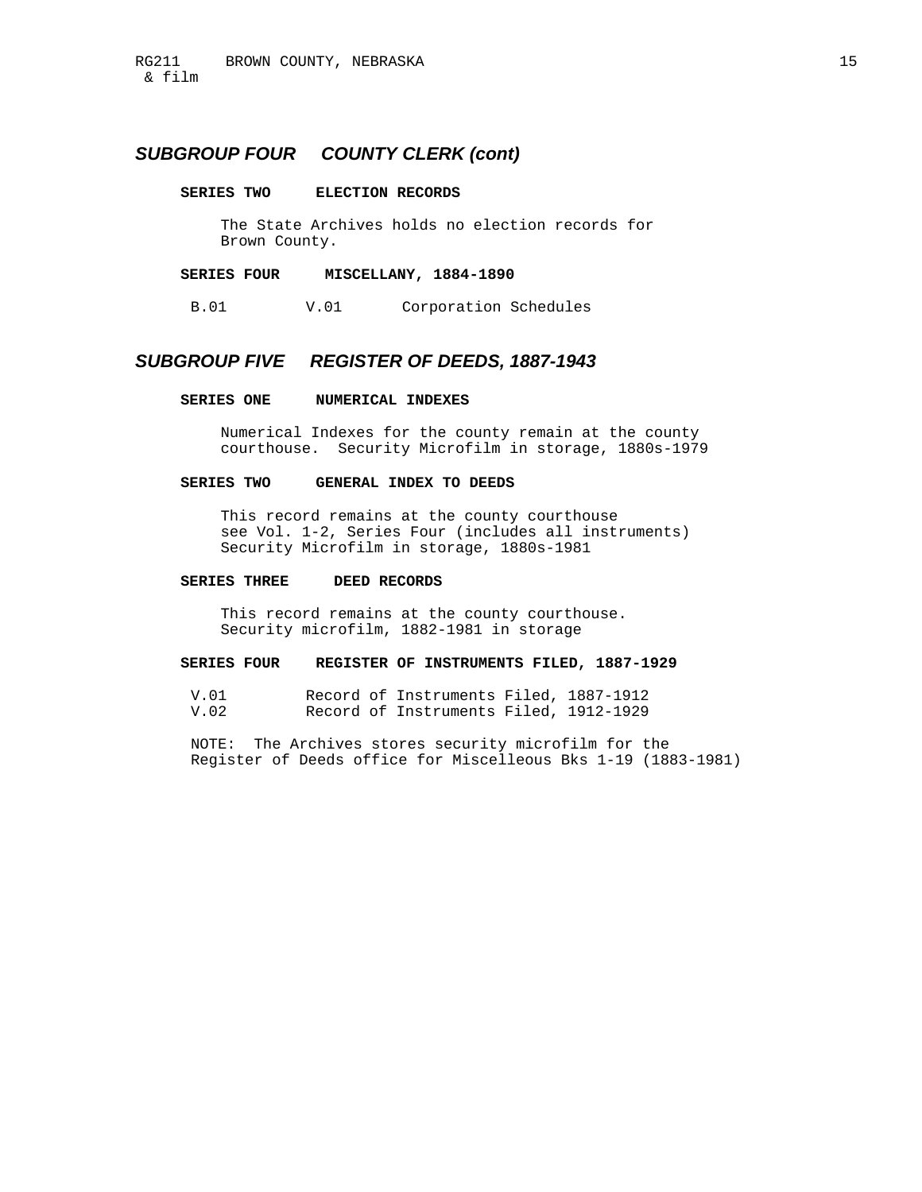## SUBGROUP FOUR COUNTY CLERK (cont)

### SERIES TWO ELECTION RECORDS

The State Archives holds no election records for Brown County.

### SERIES FOUR MISCELLANY, 1884-1890

B.01 V.01 Corporation Schedules

## SUBGROUP FIVE REGISTER OF DEEDS, 1887-1943

### SERIES ONE NUMERICAL INDEXES

Numerical Indexes for the county remain at the county courthouse. Security Microfilm in storage, 1880s-1979

### SERIES TWO GENERAL INDEX TO DEEDS

This record remains at the county courthouse see Vol. 1-2, Series Four (includes all instruments) Security Microfilm in storage, 1880s-1981

### SERIES THREE DEED RECORDS

This record remains at the county courthouse. Security microfilm, 1882-1981 in storage

### SERIES FOUR REGISTER OF INSTRUMENTS FILED, 1887-1929

V.01 Record of Instruments Filed, 1887-1912
V.02 Record of Instruments Filed, 1912-1929

NOTE: The Archives stores security microfilm for the Register of Deeds office for Miscelleous Bks 1-19 (1883-1981)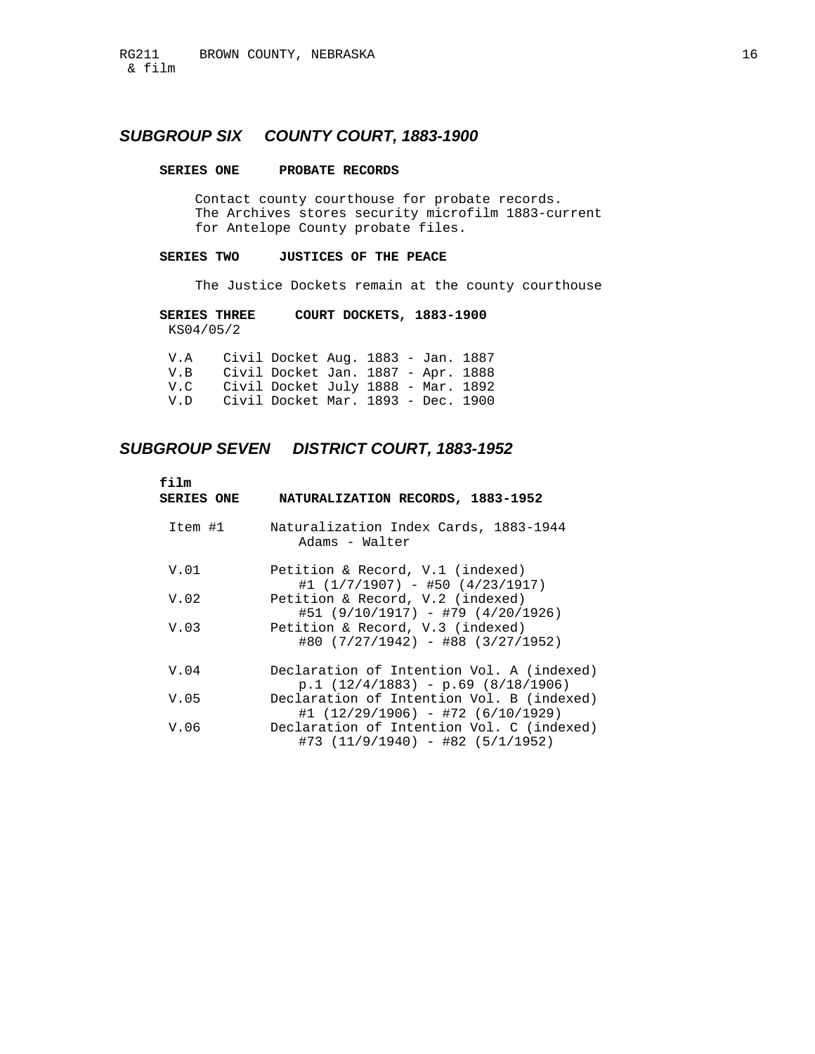## *SUBGROUP SIX    COUNTY COURT, 1883-1900*

### SERIES ONE    PROBATE RECORDS

Contact county courthouse for probate records.
The Archives stores security microfilm 1883-current for Antelope County probate files.

### SERIES TWO    JUSTICES OF THE PEACE

The Justice Dockets remain at the county courthouse

### SERIES THREE    COURT DOCKETS, 1883-1900

KS04/05/2

| | |
|---|---|
| V.A | Civil Docket Aug. 1883 - Jan. 1887 |
| V.B | Civil Docket Jan. 1887 - Apr. 1888 |
| V.C | Civil Docket July 1888 - Mar. 1892 |
| V.D | Civil Docket Mar. 1893 - Dec. 1900 |

## *SUBGROUP SEVEN    DISTRICT COURT, 1883-1952*

**film**

### SERIES ONE    NATURALIZATION RECORDS, 1883-1952

| | |
|---|---|
| Item #1 | Naturalization Index Cards, 1883-1944<br>Adams - Walter |
| V.01 | Petition & Record, V.1 (indexed)<br>#1 (1/7/1907) - #50 (4/23/1917) |
| V.02 | Petition & Record, V.2 (indexed)<br>#51 (9/10/1917) - #79 (4/20/1926) |
| V.03 | Petition & Record, V.3 (indexed)<br>#80 (7/27/1942) - #88 (3/27/1952) |
| V.04 | Declaration of Intention Vol. A (indexed)<br>p.1 (12/4/1883) - p.69 (8/18/1906) |
| V.05 | Declaration of Intention Vol. B (indexed)<br>#1 (12/29/1906) - #72 (6/10/1929) |
| V.06 | Declaration of Intention Vol. C (indexed)<br>#73 (11/9/1940) - #82 (5/1/1952) |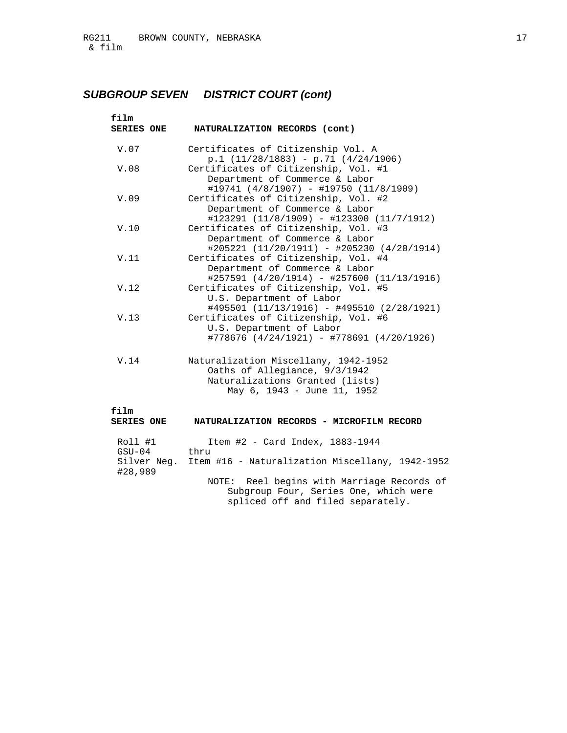## *SUBGROUP SEVEN DISTRICT COURT (cont)*

| film<br>SERIES ONE | NATURALIZATION RECORDS (cont) |
|---|---|
| V.07 | Certificates of Citizenship Vol. A<br>p.1 (11/28/1883) - p.71 (4/24/1906) |
| V.08 | Certificates of Citizenship, Vol. #1<br>Department of Commerce & Labor<br>#19741 (4/8/1907) - #19750 (11/8/1909) |
| V.09 | Certificates of Citizenship, Vol. #2<br>Department of Commerce & Labor<br>#123291 (11/8/1909) - #123300 (11/7/1912) |
| V.10 | Certificates of Citizenship, Vol. #3<br>Department of Commerce & Labor<br>#205221 (11/20/1911) - #205230 (4/20/1914) |
| V.11 | Certificates of Citizenship, Vol. #4<br>Department of Commerce & Labor<br>#257591 (4/20/1914) - #257600 (11/13/1916) |
| V.12 | Certificates of Citizenship, Vol. #5<br>U.S. Department of Labor<br>#495501 (11/13/1916) - #495510 (2/28/1921) |
| V.13 | Certificates of Citizenship, Vol. #6<br>U.S. Department of Labor<br>#778676 (4/24/1921) - #778691 (4/20/1926) |
| V.14 | Naturalization Miscellany, 1942-1952<br>Oaths of Allegiance, 9/3/1942<br>Naturalizations Granted (lists)<br>May 6, 1943 - June 11, 1952 |

| film<br>SERIES ONE | NATURALIZATION RECORDS - MICROFILM RECORD |
|---|---|
| Roll #1<br>GSU-04<br>Silver Neg.<br>#28,989 | Item #2 - Card Index, 1883-1944<br>thru<br>Item #16 - Naturalization Miscellany, 1942-1952<br><br>NOTE: Reel begins with Marriage Records of Subgroup Four, Series One, which were spliced off and filed separately. |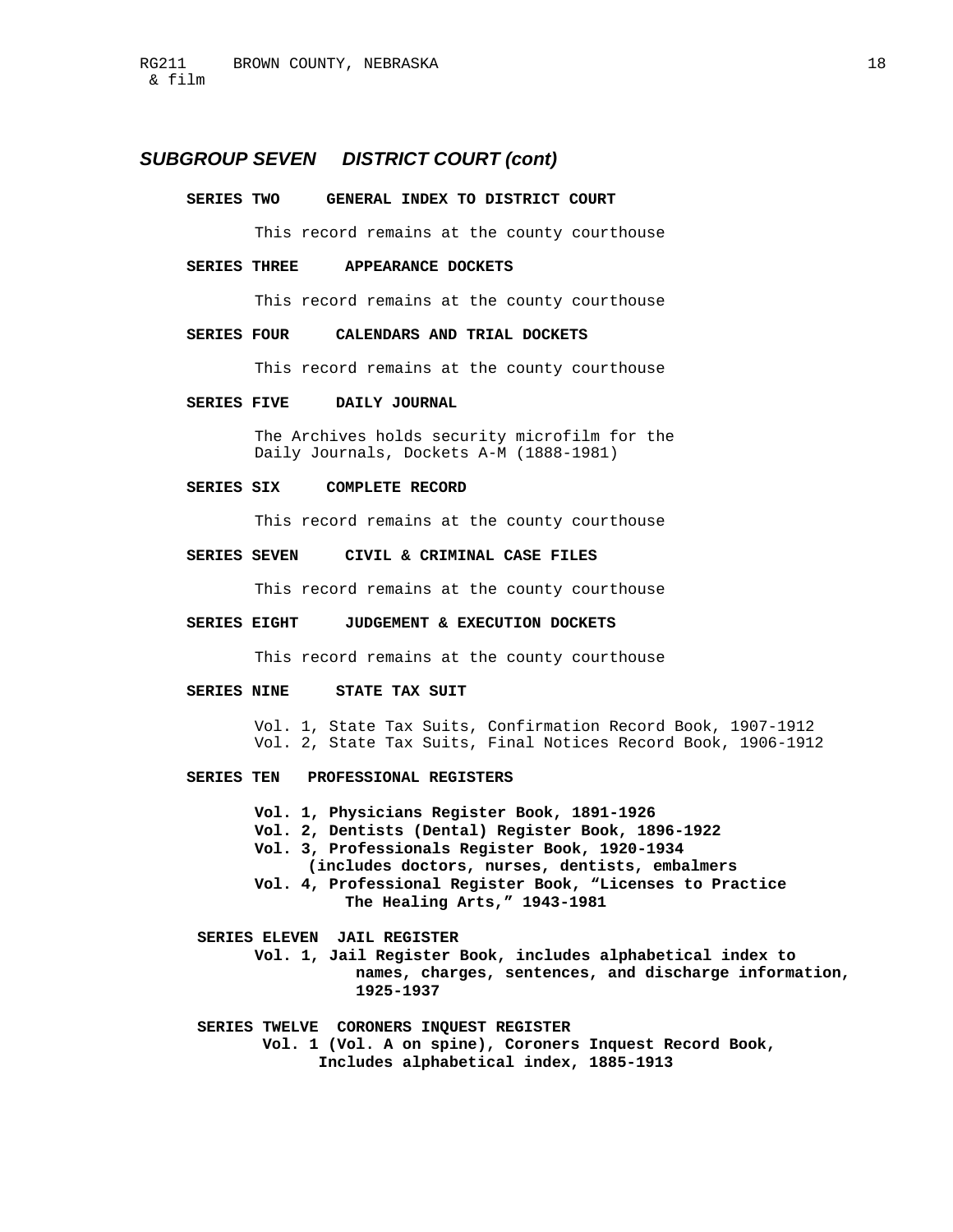## *SUBGROUP SEVEN DISTRICT COURT (cont)*

### SERIES TWO GENERAL INDEX TO DISTRICT COURT

This record remains at the county courthouse

### SERIES THREE APPEARANCE DOCKETS

This record remains at the county courthouse

### SERIES FOUR CALENDARS AND TRIAL DOCKETS

This record remains at the county courthouse

### SERIES FIVE DAILY JOURNAL

The Archives holds security microfilm for the Daily Journals, Dockets A-M (1888-1981)

### SERIES SIX COMPLETE RECORD

This record remains at the county courthouse

### SERIES SEVEN CIVIL & CRIMINAL CASE FILES

This record remains at the county courthouse

### SERIES EIGHT JUDGEMENT & EXECUTION DOCKETS

This record remains at the county courthouse

### SERIES NINE STATE TAX SUIT

Vol. 1, State Tax Suits, Confirmation Record Book, 1907-1912
Vol. 2, State Tax Suits, Final Notices Record Book, 1906-1912

### SERIES TEN PROFESSIONAL REGISTERS

**Vol. 1, Physicians Register Book, 1891-1926**
**Vol. 2, Dentists (Dental) Register Book, 1896-1922**
**Vol. 3, Professionals Register Book, 1920-1934 (includes doctors, nurses, dentists, embalmers**
**Vol. 4, Professional Register Book, "Licenses to Practice The Healing Arts," 1943-1981**

### SERIES ELEVEN JAIL REGISTER

**Vol. 1, Jail Register Book, includes alphabetical index to names, charges, sentences, and discharge information, 1925-1937**

### SERIES TWELVE CORONERS INQUEST REGISTER

**Vol. 1 (Vol. A on spine), Coroners Inquest Record Book, Includes alphabetical index, 1885-1913**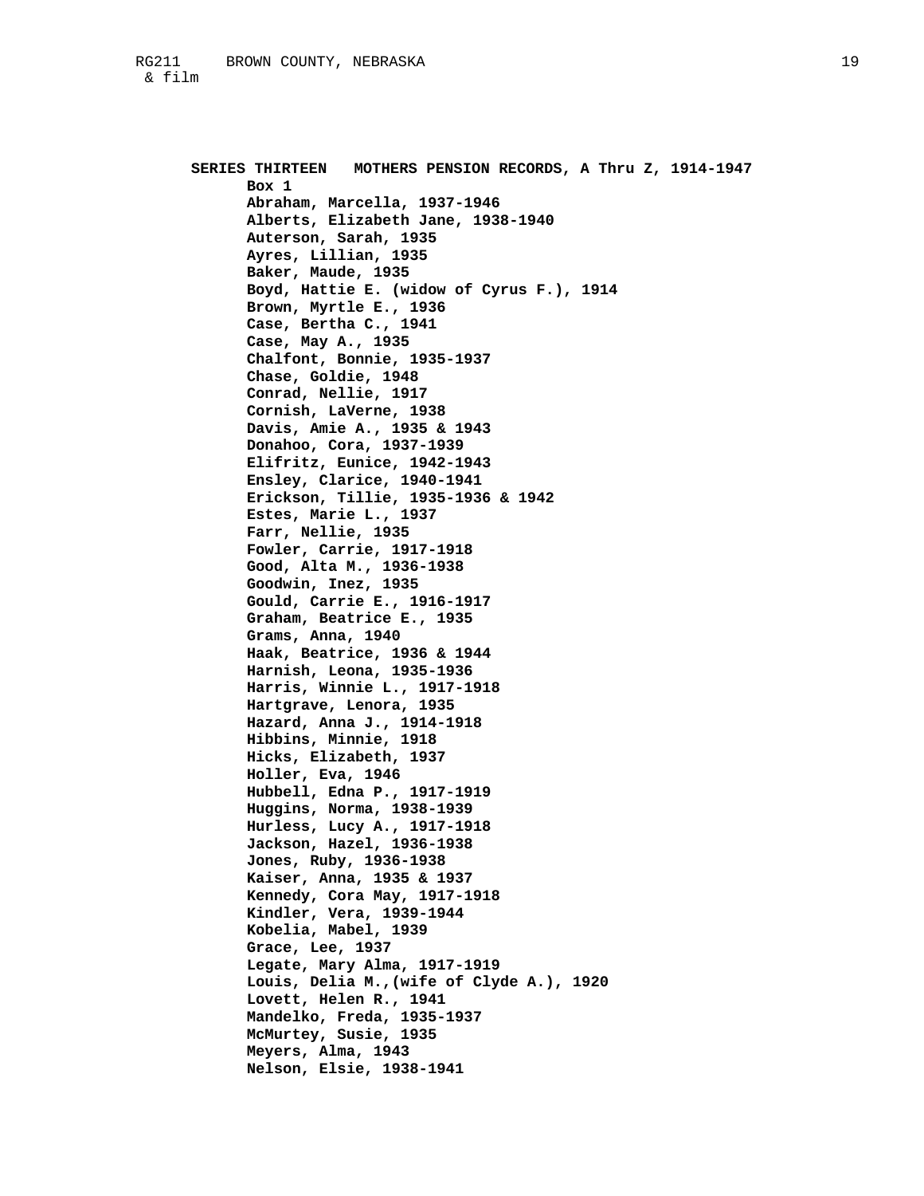**SERIES THIRTEEN MOTHERS PENSION RECORDS, A Thru Z, 1914-1947**

**Box 1**

**Abraham, Marcella, 1937-1946**
**Alberts, Elizabeth Jane, 1938-1940**
**Auterson, Sarah, 1935**
**Ayres, Lillian, 1935**
**Baker, Maude, 1935**
**Boyd, Hattie E. (widow of Cyrus F.), 1914**
**Brown, Myrtle E., 1936**
**Case, Bertha C., 1941**
**Case, May A., 1935**
**Chalfont, Bonnie, 1935-1937**
**Chase, Goldie, 1948**
**Conrad, Nellie, 1917**
**Cornish, LaVerne, 1938**
**Davis, Amie A., 1935 & 1943**
**Donahoo, Cora, 1937-1939**
**Elifritz, Eunice, 1942-1943**
**Ensley, Clarice, 1940-1941**
**Erickson, Tillie, 1935-1936 & 1942**
**Estes, Marie L., 1937**
**Farr, Nellie, 1935**
**Fowler, Carrie, 1917-1918**
**Good, Alta M., 1936-1938**
**Goodwin, Inez, 1935**
**Gould, Carrie E., 1916-1917**
**Graham, Beatrice E., 1935**
**Grams, Anna, 1940**
**Haak, Beatrice, 1936 & 1944**
**Harnish, Leona, 1935-1936**
**Harris, Winnie L., 1917-1918**
**Hartgrave, Lenora, 1935**
**Hazard, Anna J., 1914-1918**
**Hibbins, Minnie, 1918**
**Hicks, Elizabeth, 1937**
**Holler, Eva, 1946**
**Hubbell, Edna P., 1917-1919**
**Huggins, Norma, 1938-1939**
**Hurless, Lucy A., 1917-1918**
**Jackson, Hazel, 1936-1938**
**Jones, Ruby, 1936-1938**
**Kaiser, Anna, 1935 & 1937**
**Kennedy, Cora May, 1917-1918**
**Kindler, Vera, 1939-1944**
**Kobelia, Mabel, 1939**
**Grace, Lee, 1937**
**Legate, Mary Alma, 1917-1919**
**Louis, Delia M.,(wife of Clyde A.), 1920**
**Lovett, Helen R., 1941**
**Mandelko, Freda, 1935-1937**
**McMurtey, Susie, 1935**
**Meyers, Alma, 1943**
**Nelson, Elsie, 1938-1941**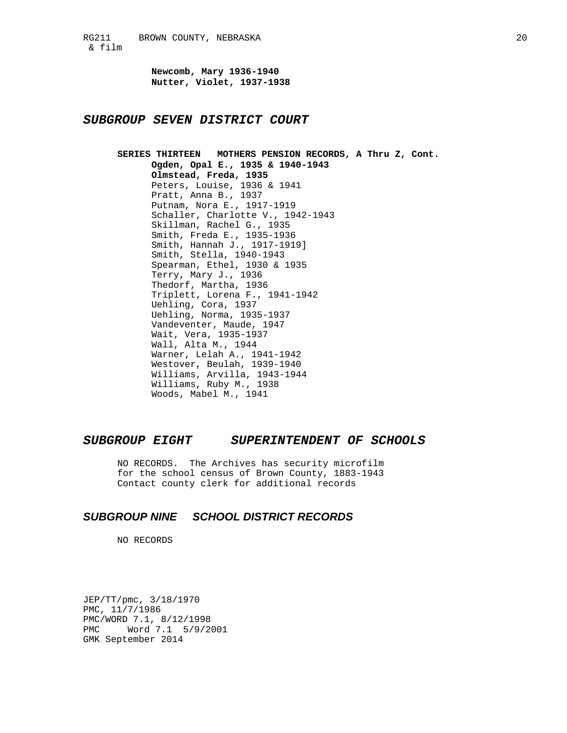**Newcomb, Mary 1936-1940**
**Nutter, Violet, 1937-1938**

## *SUBGROUP SEVEN DISTRICT COURT*

**SERIES THIRTEEN MOTHERS PENSION RECORDS, A Thru Z, Cont.**

**Ogden, Opal E., 1935 & 1940-1943**
**Olmstead, Freda, 1935**
Peters, Louise, 1936 & 1941
Pratt, Anna B., 1937
Putnam, Nora E., 1917-1919
Schaller, Charlotte V., 1942-1943
Skillman, Rachel G., 1935
Smith, Freda E., 1935-1936
Smith, Hannah J., 1917-1919]
Smith, Stella, 1940-1943
Spearman, Ethel, 1930 & 1935
Terry, Mary J., 1936
Thedorf, Martha, 1936
Triplett, Lorena F., 1941-1942
Uehling, Cora, 1937
Uehling, Norma, 1935-1937
Vandeventer, Maude, 1947
Wait, Vera, 1935-1937
Wall, Alta M., 1944
Warner, Lelah A., 1941-1942
Westover, Beulah, 1939-1940
Williams, Arvilla, 1943-1944
Williams, Ruby M., 1938
Woods, Mabel M., 1941

## *SUBGROUP EIGHT SUPERINTENDENT OF SCHOOLS*

NO RECORDS. The Archives has security microfilm for the school census of Brown County, 1883-1943
Contact county clerk for additional records

## *SUBGROUP NINE SCHOOL DISTRICT RECORDS*

NO RECORDS

JEP/TT/pmc, 3/18/1970
PMC, 11/7/1986
PMC/WORD 7.1, 8/12/1998
PMC Word 7.1 5/9/2001
GMK September 2014